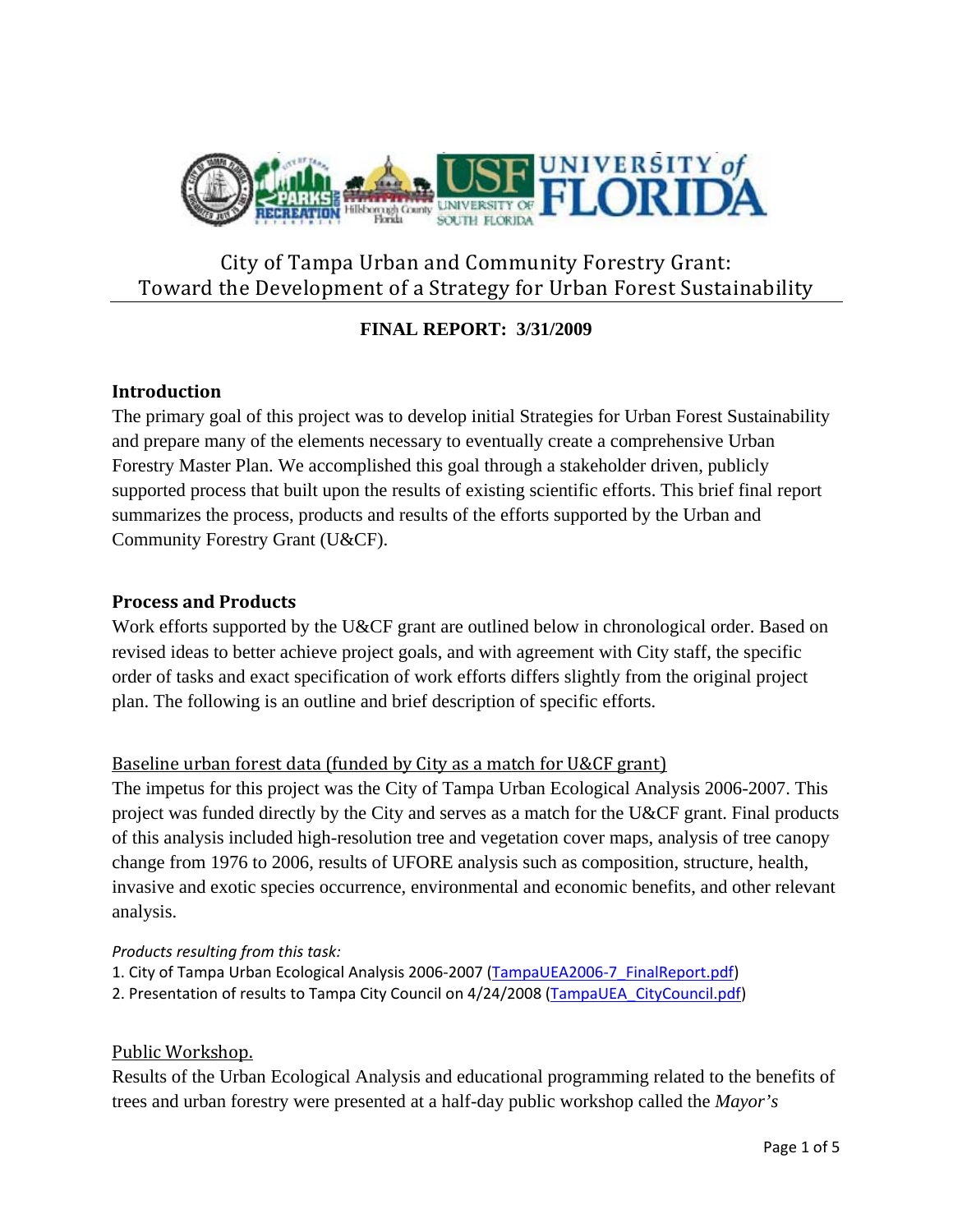# City of Tampa Urban and Community Forestry Grant: Toward the Development of a Strategy for Urban Forest Sustainability

**FINAL REPORT: 3/31/2009**

## Introduction

The primary goal of this project was to develop initial Strategies for Urban Forest Sustainability and prepare many of the elements necessary to eventually create a comprehensive Urban Forestry Master Plan. We accomplished this goal through a stakeholder driven, publicly supported process that built upon the results of existing scientific efforts. This brief final report summarizes the process, products and results of the efforts supported by the Urban and Community Forestry Grant (U&CF).

## Process and Products

Work efforts supported by the U&CF grant are outlined below in chronological order. Based on revised ideas to better achieve project goals, and with agreement with City staff, the specific order of tasks and exact specification of work efforts differs slightly from the original project plan. The following is an outline and brief description of specific efforts.

### Baseline urban forest data (funded by City as a match for U&CF grant)

The impetus for this project was the City of Tampa Urban Ecological Analysis 2006-2007. This project was funded directly by the City and serves as a match for the U&CF grant. Final products of this analysis included high-resolution tree and vegetation cover maps, analysis of tree canopy change from 1976 to 2006, results of UFORE analysis such as composition, structure, health, invasive and exotic species occurrence, environmental and economic benefits, and other relevant analysis.

*Products resulting from this task:*

1. City of Tampa Urban Ecological Analysis 2006-2007 (TampaUEA2006-7_FinalReport.pdf)
2. Presentation of results to Tampa City Council on 4/24/2008 (TampaUEA_CityCouncil.pdf)

### Public Workshop.

Results of the Urban Ecological Analysis and educational programming related to the benefits of trees and urban forestry were presented at a half-day public workshop called the *Mayor's*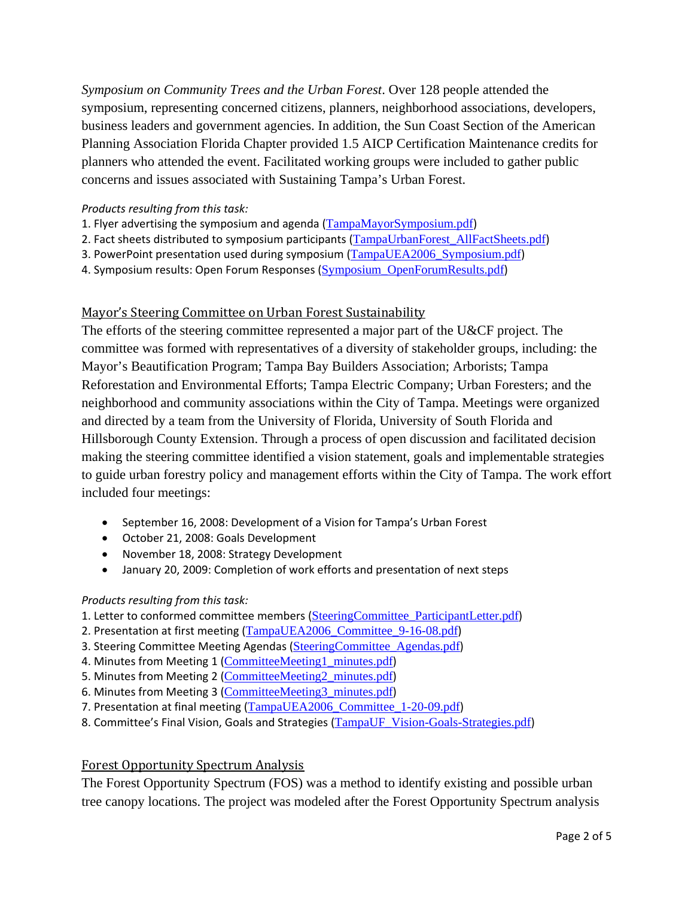*Symposium on Community Trees and the Urban Forest*. Over 128 people attended the symposium, representing concerned citizens, planners, neighborhood associations, developers, business leaders and government agencies. In addition, the Sun Coast Section of the American Planning Association Florida Chapter provided 1.5 AICP Certification Maintenance credits for planners who attended the event. Facilitated working groups were included to gather public concerns and issues associated with Sustaining Tampa's Urban Forest.

*Products resulting from this task:*

1. Flyer advertising the symposium and agenda (TampaMayorSymposium.pdf)
2. Fact sheets distributed to symposium participants (TampaUrbanForest_AllFactSheets.pdf)
3. PowerPoint presentation used during symposium (TampaUEA2006_Symposium.pdf)
4. Symposium results: Open Forum Responses (Symposium_OpenForumResults.pdf)

## Mayor's Steering Committee on Urban Forest Sustainability

The efforts of the steering committee represented a major part of the U&CF project. The committee was formed with representatives of a diversity of stakeholder groups, including: the Mayor's Beautification Program; Tampa Bay Builders Association; Arborists; Tampa Reforestation and Environmental Efforts; Tampa Electric Company; Urban Foresters; and the neighborhood and community associations within the City of Tampa. Meetings were organized and directed by a team from the University of Florida, University of South Florida and Hillsborough County Extension. Through a process of open discussion and facilitated decision making the steering committee identified a vision statement, goals and implementable strategies to guide urban forestry policy and management efforts within the City of Tampa. The work effort included four meetings:

- September 16, 2008: Development of a Vision for Tampa's Urban Forest
- October 21, 2008: Goals Development
- November 18, 2008: Strategy Development
- January 20, 2009: Completion of work efforts and presentation of next steps

*Products resulting from this task:*

1. Letter to conformed committee members (SteeringCommittee_ParticipantLetter.pdf)
2. Presentation at first meeting (TampaUEA2006_Committee_9-16-08.pdf)
3. Steering Committee Meeting Agendas (SteeringCommittee_Agendas.pdf)
4. Minutes from Meeting 1 (CommitteeMeeting1_minutes.pdf)
5. Minutes from Meeting 2 (CommitteeMeeting2_minutes.pdf)
6. Minutes from Meeting 3 (CommitteeMeeting3_minutes.pdf)
7. Presentation at final meeting (TampaUEA2006_Committee_1-20-09.pdf)
8. Committee's Final Vision, Goals and Strategies (TampaUF_Vision-Goals-Strategies.pdf)

## Forest Opportunity Spectrum Analysis

The Forest Opportunity Spectrum (FOS) was a method to identify existing and possible urban tree canopy locations. The project was modeled after the Forest Opportunity Spectrum analysis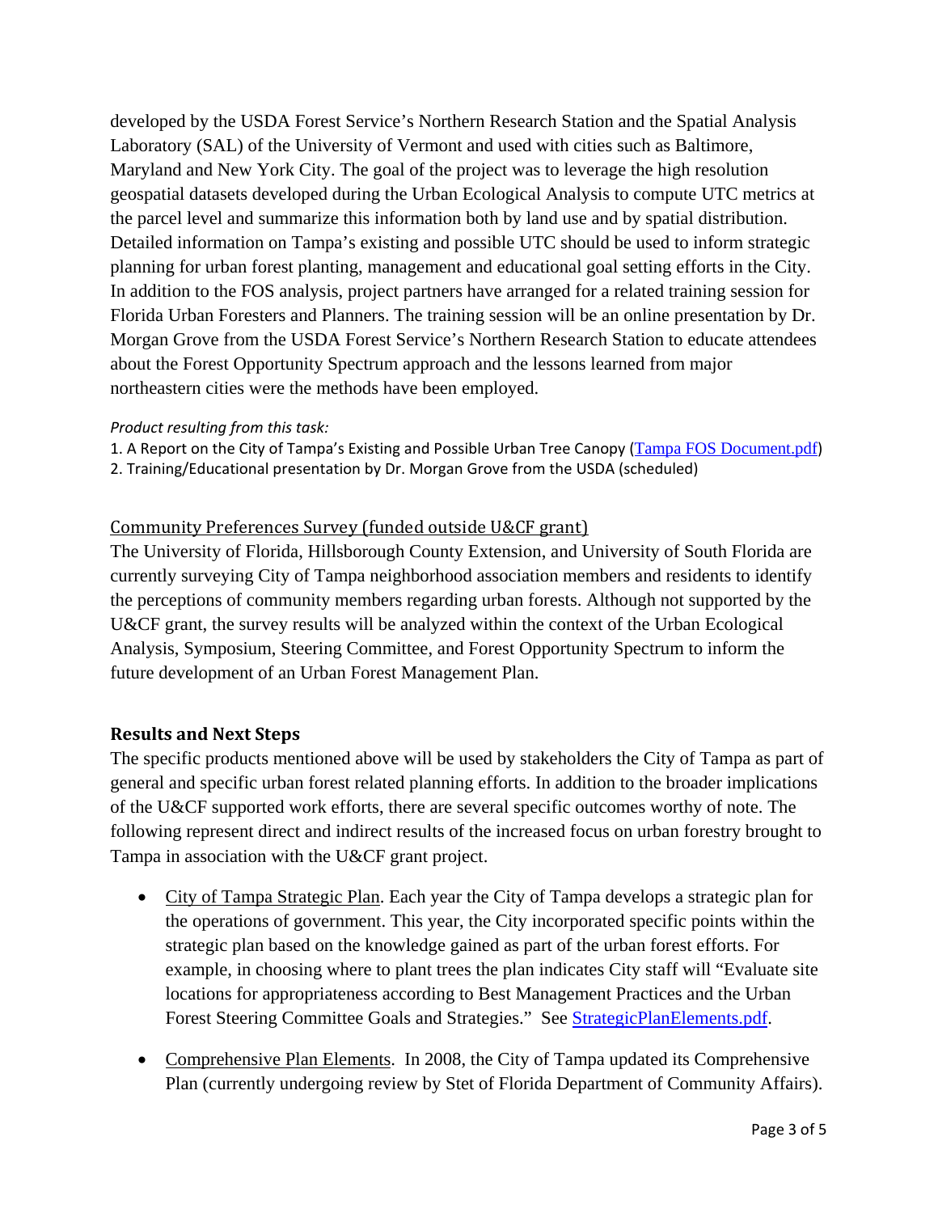developed by the USDA Forest Service's Northern Research Station and the Spatial Analysis Laboratory (SAL) of the University of Vermont and used with cities such as Baltimore, Maryland and New York City. The goal of the project was to leverage the high resolution geospatial datasets developed during the Urban Ecological Analysis to compute UTC metrics at the parcel level and summarize this information both by land use and by spatial distribution. Detailed information on Tampa's existing and possible UTC should be used to inform strategic planning for urban forest planting, management and educational goal setting efforts in the City. In addition to the FOS analysis, project partners have arranged for a related training session for Florida Urban Foresters and Planners. The training session will be an online presentation by Dr. Morgan Grove from the USDA Forest Service's Northern Research Station to educate attendees about the Forest Opportunity Spectrum approach and the lessons learned from major northeastern cities were the methods have been employed.

*Product resulting from this task:*

1. A Report on the City of Tampa's Existing and Possible Urban Tree Canopy (Tampa FOS Document.pdf)
2. Training/Educational presentation by Dr. Morgan Grove from the USDA (scheduled)

Community Preferences Survey (funded outside U&CF grant)

The University of Florida, Hillsborough County Extension, and University of South Florida are currently surveying City of Tampa neighborhood association members and residents to identify the perceptions of community members regarding urban forests. Although not supported by the U&CF grant, the survey results will be analyzed within the context of the Urban Ecological Analysis, Symposium, Steering Committee, and Forest Opportunity Spectrum to inform the future development of an Urban Forest Management Plan.

## Results and Next Steps

The specific products mentioned above will be used by stakeholders the City of Tampa as part of general and specific urban forest related planning efforts. In addition to the broader implications of the U&CF supported work efforts, there are several specific outcomes worthy of note. The following represent direct and indirect results of the increased focus on urban forestry brought to Tampa in association with the U&CF grant project.

- City of Tampa Strategic Plan. Each year the City of Tampa develops a strategic plan for the operations of government. This year, the City incorporated specific points within the strategic plan based on the knowledge gained as part of the urban forest efforts. For example, in choosing where to plant trees the plan indicates City staff will "Evaluate site locations for appropriateness according to Best Management Practices and the Urban Forest Steering Committee Goals and Strategies." See StrategicPlanElements.pdf.

- Comprehensive Plan Elements. In 2008, the City of Tampa updated its Comprehensive Plan (currently undergoing review by Stet of Florida Department of Community Affairs).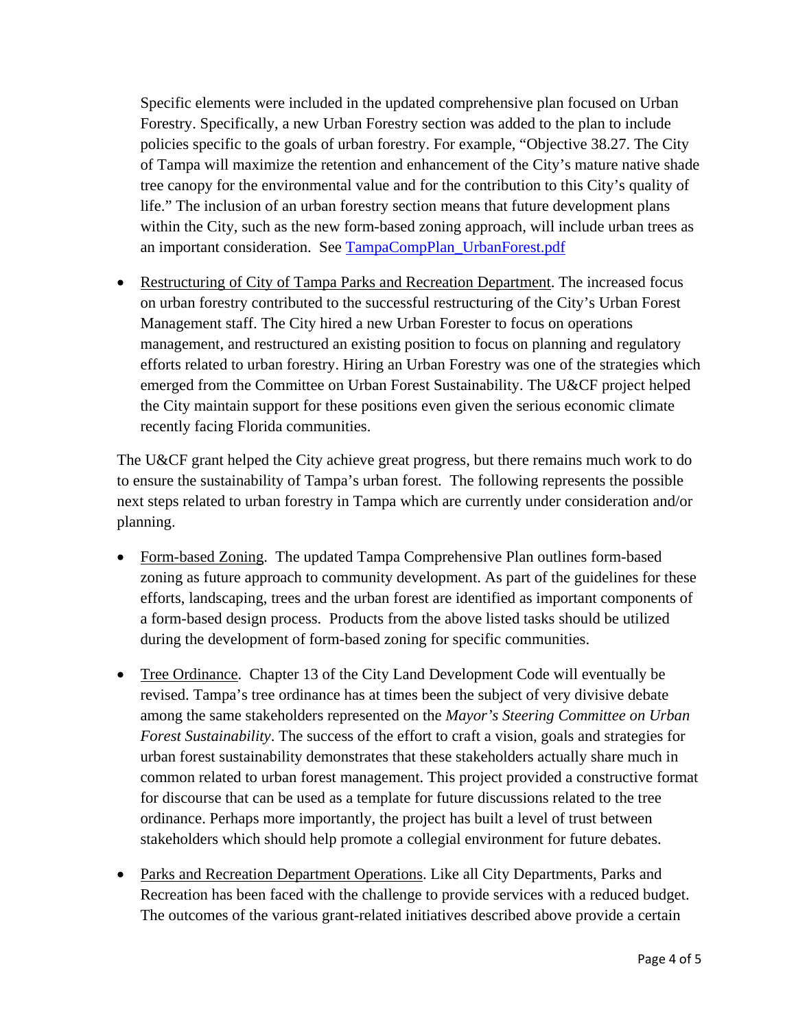Specific elements were included in the updated comprehensive plan focused on Urban Forestry. Specifically, a new Urban Forestry section was added to the plan to include policies specific to the goals of urban forestry. For example, "Objective 38.27. The City of Tampa will maximize the retention and enhancement of the City's mature native shade tree canopy for the environmental value and for the contribution to this City's quality of life." The inclusion of an urban forestry section means that future development plans within the City, such as the new form-based zoning approach, will include urban trees as an important consideration. See [TampaCompPlan_UrbanForest.pdf](TampaCompPlan_UrbanForest.pdf)

- Restructuring of City of Tampa Parks and Recreation Department. The increased focus on urban forestry contributed to the successful restructuring of the City's Urban Forest Management staff. The City hired a new Urban Forester to focus on operations management, and restructured an existing position to focus on planning and regulatory efforts related to urban forestry. Hiring an Urban Forestry was one of the strategies which emerged from the Committee on Urban Forest Sustainability. The U&CF project helped the City maintain support for these positions even given the serious economic climate recently facing Florida communities.

The U&CF grant helped the City achieve great progress, but there remains much work to do to ensure the sustainability of Tampa's urban forest. The following represents the possible next steps related to urban forestry in Tampa which are currently under consideration and/or planning.

- Form-based Zoning. The updated Tampa Comprehensive Plan outlines form-based zoning as future approach to community development. As part of the guidelines for these efforts, landscaping, trees and the urban forest are identified as important components of a form-based design process. Products from the above listed tasks should be utilized during the development of form-based zoning for specific communities.

- Tree Ordinance. Chapter 13 of the City Land Development Code will eventually be revised. Tampa's tree ordinance has at times been the subject of very divisive debate among the same stakeholders represented on the *Mayor's Steering Committee on Urban Forest Sustainability*. The success of the effort to craft a vision, goals and strategies for urban forest sustainability demonstrates that these stakeholders actually share much in common related to urban forest management. This project provided a constructive format for discourse that can be used as a template for future discussions related to the tree ordinance. Perhaps more importantly, the project has built a level of trust between stakeholders which should help promote a collegial environment for future debates.

- Parks and Recreation Department Operations. Like all City Departments, Parks and Recreation has been faced with the challenge to provide services with a reduced budget. The outcomes of the various grant-related initiatives described above provide a certain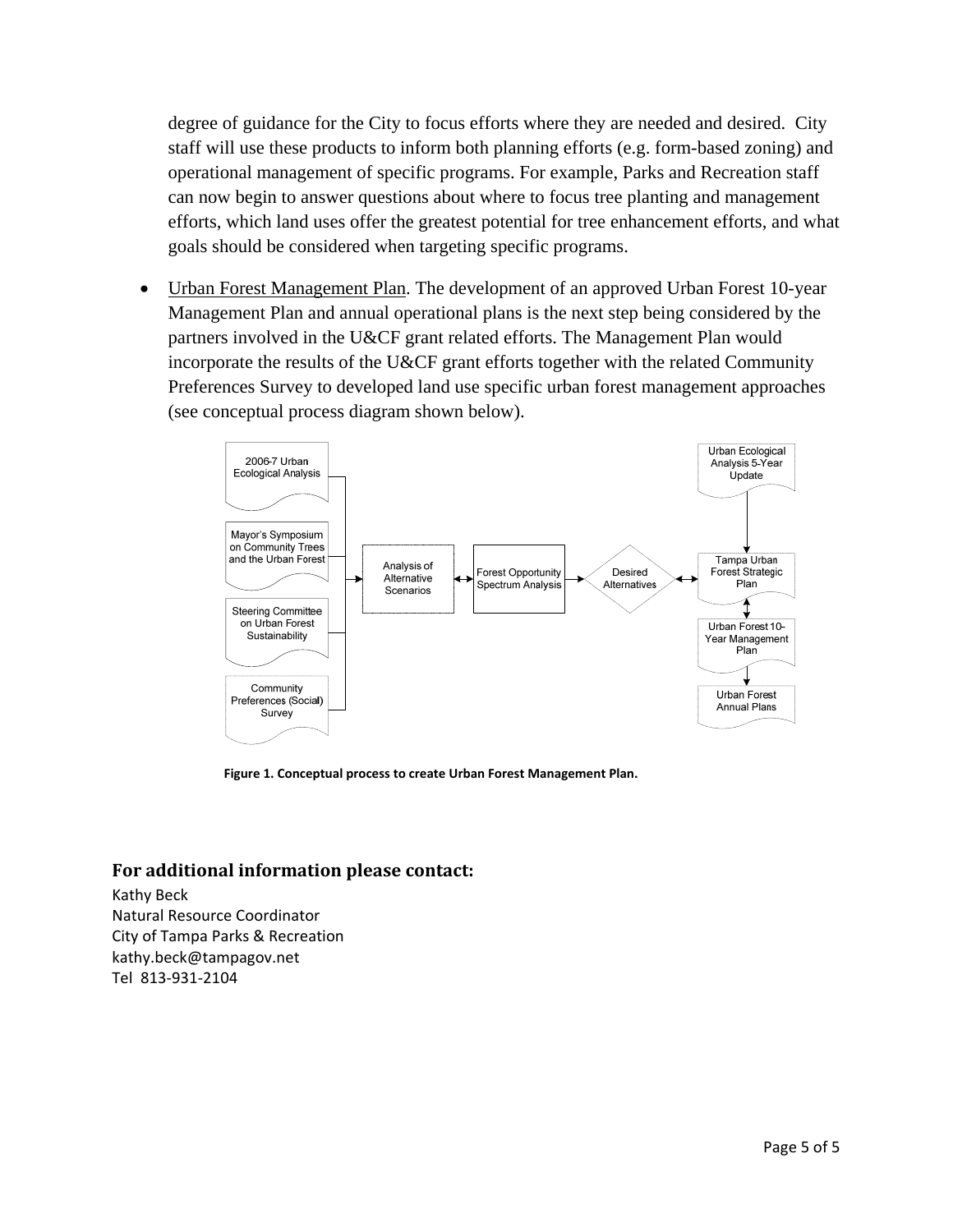degree of guidance for the City to focus efforts where they are needed and desired. City staff will use these products to inform both planning efforts (e.g. form-based zoning) and operational management of specific programs. For example, Parks and Recreation staff can now begin to answer questions about where to focus tree planting and management efforts, which land uses offer the greatest potential for tree enhancement efforts, and what goals should be considered when targeting specific programs.

- Urban Forest Management Plan. The development of an approved Urban Forest 10-year Management Plan and annual operational plans is the next step being considered by the partners involved in the U&CF grant related efforts. The Management Plan would incorporate the results of the U&CF grant efforts together with the related Community Preferences Survey to developed land use specific urban forest management approaches (see conceptual process diagram shown below).

2006-7 Urban Ecological Analysis
Mayor's Symposium on Community Trees and the Urban Forest
Steering Committee on Urban Forest Sustainability
Community Preferences (Social) Survey
Analysis of Alternative Scenarios
Forest Opportunity Spectrum Analysis
Desired Alternatives
Urban Ecological Analysis 5-Year Update
Tampa Urban Forest Strategic Plan
Urban Forest 10-Year Management Plan
Urban Forest Annual Plans

**Figure 1. Conceptual process to create Urban Forest Management Plan.**

## For additional information please contact:

Kathy Beck
Natural Resource Coordinator
City of Tampa Parks & Recreation
kathy.beck@tampagov.net
Tel 813-931-2104